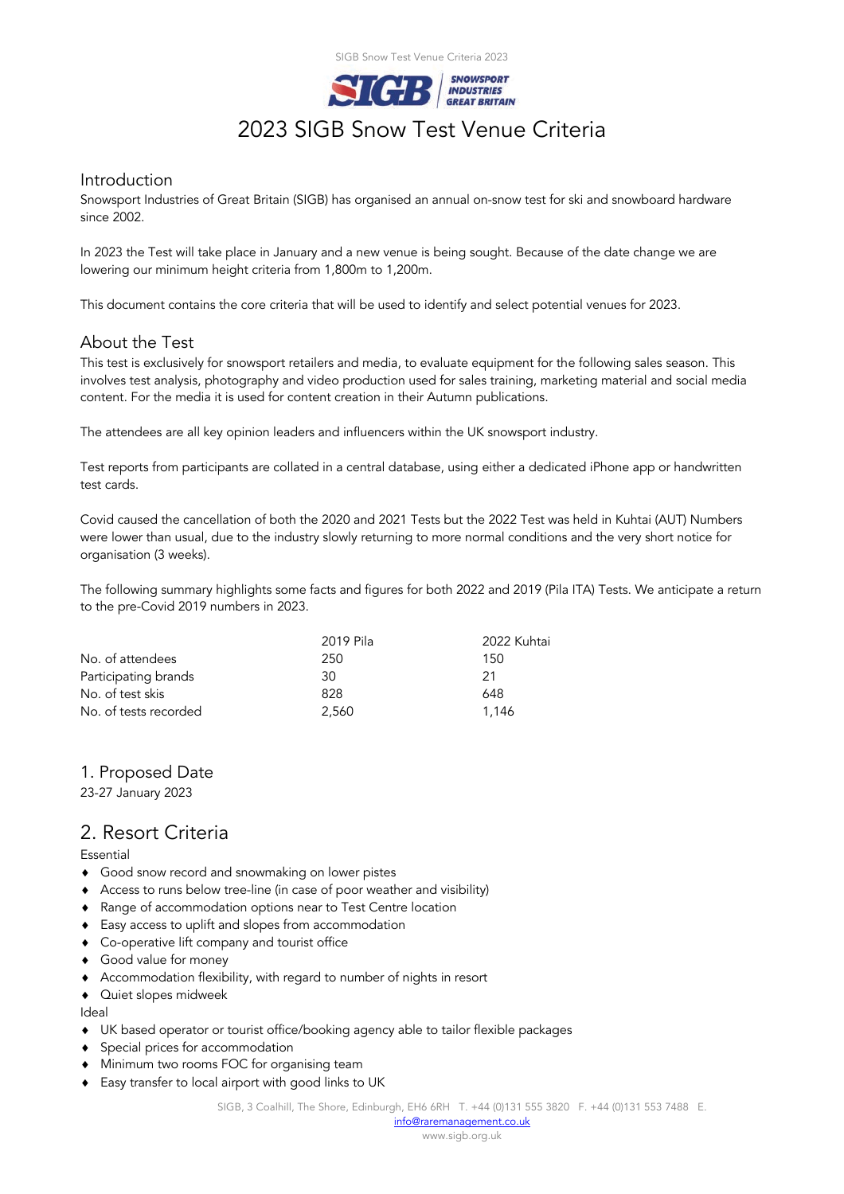# 2023 SIGB Snow Test Venue Criteria

## Introduction

Snowsport Industries of Great Britain (SIGB) has organised an annual on-snow test for ski and snowboard hardware since 2002.

In 2023 the Test will take place in January and a new venue is being sought. Because of the date change we are lowering our minimum height criteria from 1,800m to 1,200m.

This document contains the core criteria that will be used to identify and select potential venues for 2023.

## About the Test

This test is exclusively for snowsport retailers and media, to evaluate equipment for the following sales season. This involves test analysis, photography and video production used for sales training, marketing material and social media content. For the media it is used for content creation in their Autumn publications.

The attendees are all key opinion leaders and influencers within the UK snowsport industry.

Test reports from participants are collated in a central database, using either a dedicated iPhone app or handwritten test cards.

Covid caused the cancellation of both the 2020 and 2021 Tests but the 2022 Test was held in Kuhtai (AUT) Numbers were lower than usual, due to the industry slowly returning to more normal conditions and the very short notice for organisation (3 weeks).

The following summary highlights some facts and figures for both 2022 and 2019 (Pila ITA) Tests. We anticipate a return to the pre-Covid 2019 numbers in 2023.

| | 2019 Pila | 2022 Kuhtai |
|---|---|---|
| No. of attendees | 250 | 150 |
| Participating brands | 30 | 21 |
| No. of test skis | 828 | 648 |
| No. of tests recorded | 2,560 | 1,146 |

## 1. Proposed Date

23-27 January 2023

## 2. Resort Criteria

Essential

- Good snow record and snowmaking on lower pistes
- Access to runs below tree-line (in case of poor weather and visibility)
- Range of accommodation options near to Test Centre location
- Easy access to uplift and slopes from accommodation
- Co-operative lift company and tourist office
- Good value for money
- Accommodation flexibility, with regard to number of nights in resort
- Quiet slopes midweek

Ideal

- UK based operator or tourist office/booking agency able to tailor flexible packages
- Special prices for accommodation
- Minimum two rooms FOC for organising team
- Easy transfer to local airport with good links to UK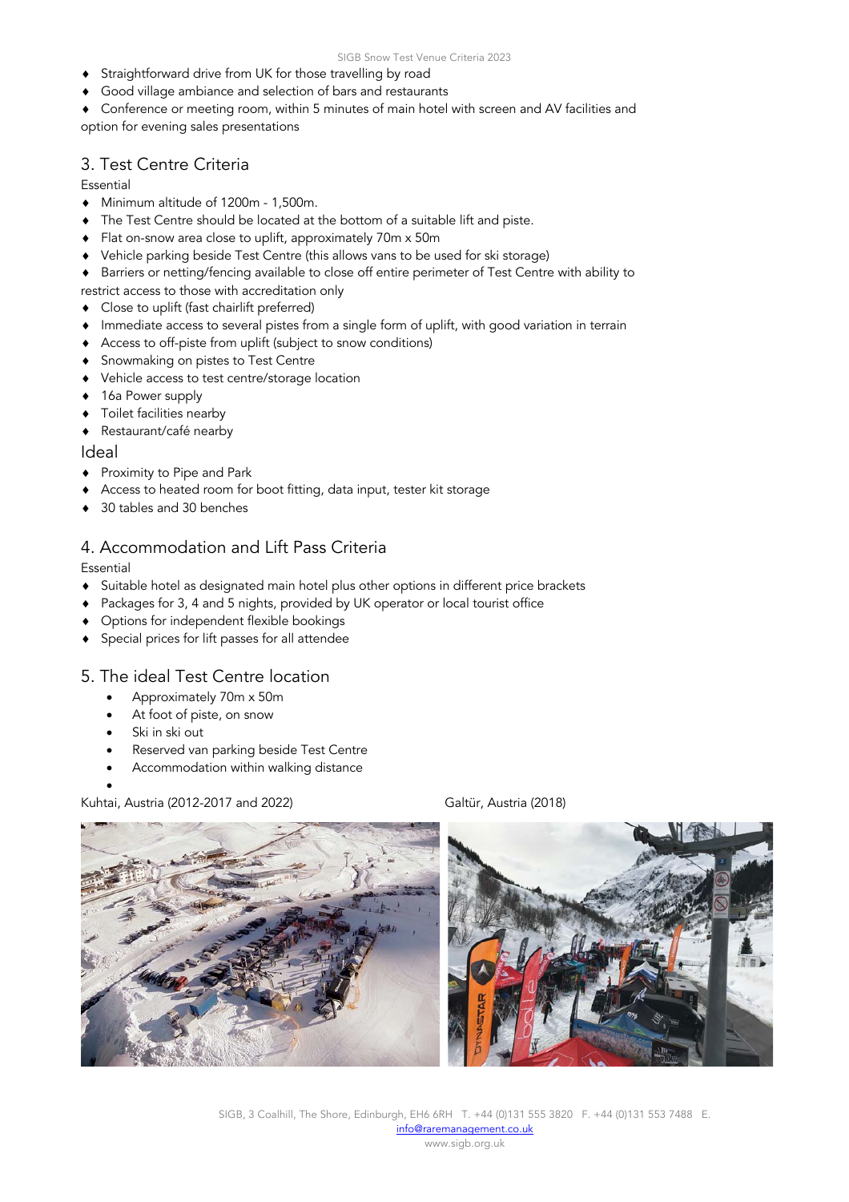- Straightforward drive from UK for those travelling by road
- Good village ambiance and selection of bars and restaurants
- Conference or meeting room, within 5 minutes of main hotel with screen and AV facilities and option for evening sales presentations

## 3. Test Centre Criteria

Essential

- Minimum altitude of 1200m - 1,500m.
- The Test Centre should be located at the bottom of a suitable lift and piste.
- Flat on-snow area close to uplift, approximately 70m x 50m
- Vehicle parking beside Test Centre (this allows vans to be used for ski storage)
- Barriers or netting/fencing available to close off entire perimeter of Test Centre with ability to restrict access to those with accreditation only
- Close to uplift (fast chairlift preferred)
- Immediate access to several pistes from a single form of uplift, with good variation in terrain
- Access to off-piste from uplift (subject to snow conditions)
- Snowmaking on pistes to Test Centre
- Vehicle access to test centre/storage location
- 16a Power supply
- Toilet facilities nearby
- Restaurant/café nearby

### Ideal

- Proximity to Pipe and Park
- Access to heated room for boot fitting, data input, tester kit storage
- 30 tables and 30 benches

## 4. Accommodation and Lift Pass Criteria

Essential

- Suitable hotel as designated main hotel plus other options in different price brackets
- Packages for 3, 4 and 5 nights, provided by UK operator or local tourist office
- Options for independent flexible bookings
- Special prices for lift passes for all attendee

## 5. The ideal Test Centre location

- Approximately 70m x 50m
- At foot of piste, on snow
- Ski in ski out
- Reserved van parking beside Test Centre
- Accommodation within walking distance

Kuhtai, Austria (2012-2017 and 2022)

Galtür, Austria (2018)

SIGB, 3 Coalhill, The Shore, Edinburgh, EH6 6RH T. +44 (0)131 555 3820 F. +44 (0)131 553 7488 E. info@raremanagement.co.uk
www.sigb.org.uk